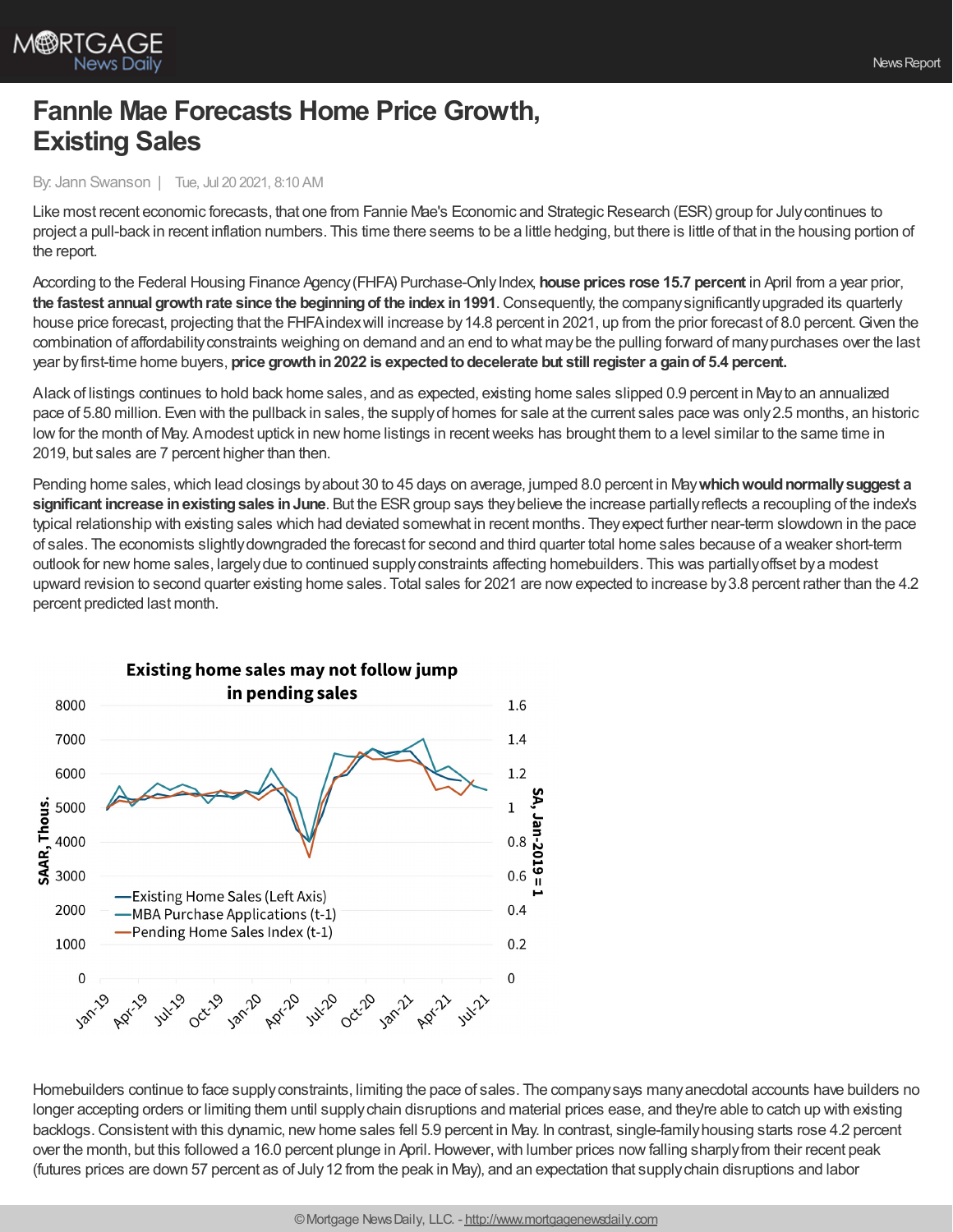# Fannie Mae Forecasts Home Price Growth, Existing Sales

By: Jann Swanson | Tue, Jul 20 2021, 8:10 AM

Like most recent economic forecasts, that one from Fannie Mae's Economic and Strategic Research (ESR) group for July continues to project a pull-back in recent inflation numbers. This time there seems to be a little hedging, but there is little of that in the housing portion of the report.

According to the Federal Housing Finance Agency (FHFA) Purchase-Only Index, **house prices rose 15.7 percent** in April from a year prior, **the fastest annual growth rate since the beginning of the index in 1991**. Consequently, the company significantly upgraded its quarterly house price forecast, projecting that the FHFA index will increase by 14.8 percent in 2021, up from the prior forecast of 8.0 percent. Given the combination of affordability constraints weighing on demand and an end to what may be the pulling forward of many purchases over the last year by first-time home buyers, **price growth in 2022 is expected to decelerate but still register a gain of 5.4 percent.**

A lack of listings continues to hold back home sales, and as expected, existing home sales slipped 0.9 percent in May to an annualized pace of 5.80 million. Even with the pullback in sales, the supply of homes for sale at the current sales pace was only 2.5 months, an historic low for the month of May. A modest uptick in new home listings in recent weeks has brought them to a level similar to the same time in 2019, but sales are 7 percent higher than then.

Pending home sales, which lead closings by about 30 to 45 days on average, jumped 8.0 percent in May **which would normally suggest a significant increase in existing sales in June**. But the ESR group says they believe the increase partially reflects a recoupling of the index's typical relationship with existing sales which had deviated somewhat in recent months. They expect further near-term slowdown in the pace of sales. The economists slightly downgraded the forecast for second and third quarter total home sales because of a weaker short-term outlook for new home sales, largely due to continued supply constraints affecting homebuilders. This was partially offset by a modest upward revision to second quarter existing home sales. Total sales for 2021 are now expected to increase by 3.8 percent rather than the 4.2 percent predicted last month.

**Existing home sales may not follow jump in pending sales**

Homebuilders continue to face supply constraints, limiting the pace of sales. The company says many anecdotal accounts have builders no longer accepting orders or limiting them until supply chain disruptions and material prices ease, and they're able to catch up with existing backlogs. Consistent with this dynamic, new home sales fell 5.9 percent in May. In contrast, single-family housing starts rose 4.2 percent over the month, but this followed a 16.0 percent plunge in April. However, with lumber prices now falling sharply from their recent peak (futures prices are down 57 percent as of July 12 from the peak in May), and an expectation that supply chain disruptions and labor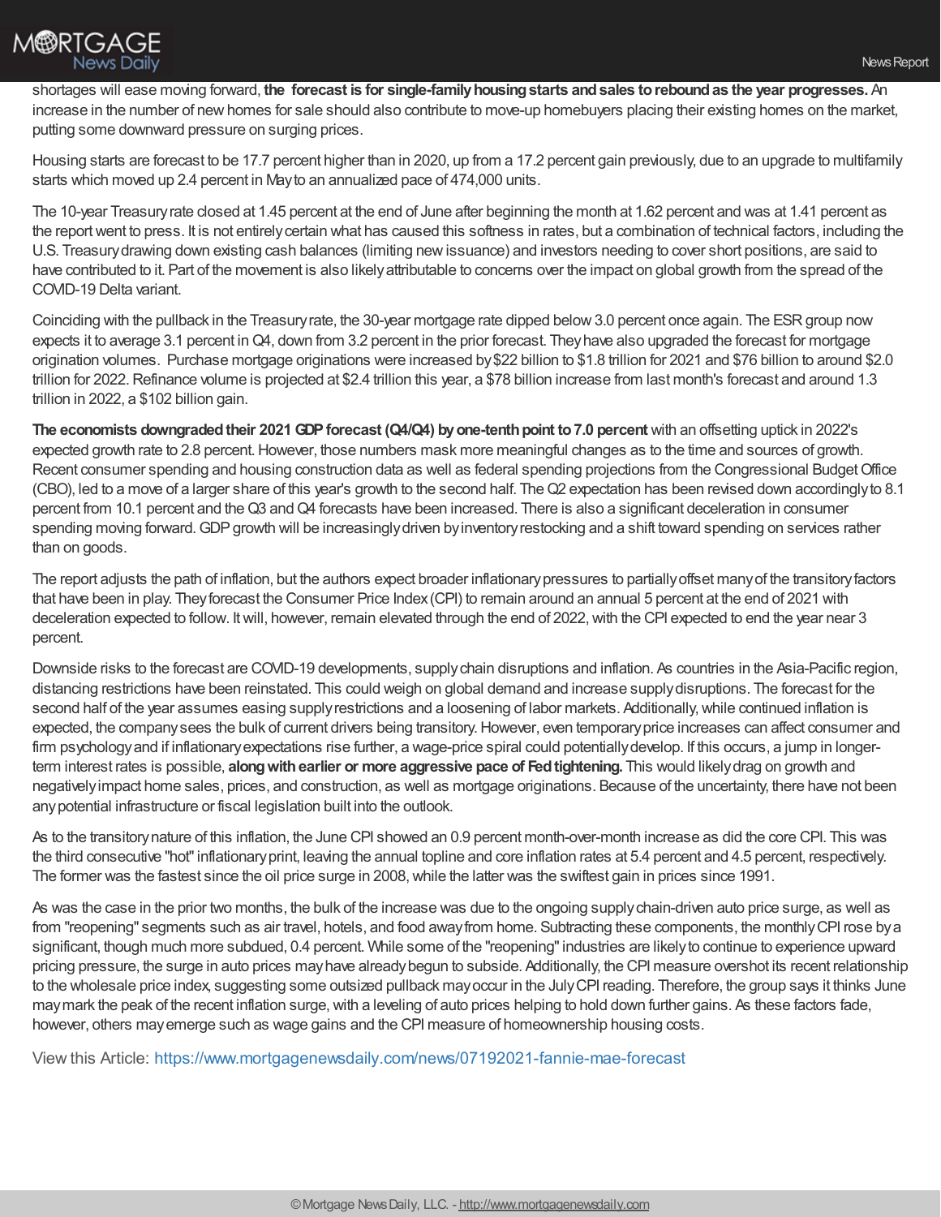shortages will ease moving forward, **the forecast is for single-family housing starts and sales to rebound as the year progresses.** An increase in the number of new homes for sale should also contribute to move-up homebuyers placing their existing homes on the market, putting some downward pressure on surging prices.

Housing starts are forecast to be 17.7 percent higher than in 2020, up from a 17.2 percent gain previously, due to an upgrade to multifamily starts which moved up 2.4 percent in May to an annualized pace of 474,000 units.

The 10-year Treasury rate closed at 1.45 percent at the end of June after beginning the month at 1.62 percent and was at 1.41 percent as the report went to press. It is not entirely certain what has caused this softness in rates, but a combination of technical factors, including the U.S. Treasury drawing down existing cash balances (limiting new issuance) and investors needing to cover short positions, are said to have contributed to it. Part of the movement is also likely attributable to concerns over the impact on global growth from the spread of the COVID-19 Delta variant.

Coinciding with the pullback in the Treasury rate, the 30-year mortgage rate dipped below 3.0 percent once again. The ESR group now expects it to average 3.1 percent in Q4, down from 3.2 percent in the prior forecast. They have also upgraded the forecast for mortgage origination volumes. Purchase mortgage originations were increased by $22 billion to $1.8 trillion for 2021 and $76 billion to around $2.0 trillion for 2022. Refinance volume is projected at $2.4 trillion this year, a $78 billion increase from last month's forecast and around 1.3 trillion in 2022, a $102 billion gain.

**The economists downgraded their 2021 GDP forecast (Q4/Q4) by one-tenth point to 7.0 percent** with an offsetting uptick in 2022's expected growth rate to 2.8 percent. However, those numbers mask more meaningful changes as to the time and sources of growth. Recent consumer spending and housing construction data as well as federal spending projections from the Congressional Budget Office (CBO), led to a move of a larger share of this year's growth to the second half. The Q2 expectation has been revised down accordingly to 8.1 percent from 10.1 percent and the Q3 and Q4 forecasts have been increased. There is also a significant deceleration in consumer spending moving forward. GDP growth will be increasingly driven by inventory restocking and a shift toward spending on services rather than on goods.

The report adjusts the path of inflation, but the authors expect broader inflationary pressures to partially offset many of the transitory factors that have been in play. They forecast the Consumer Price Index (CPI) to remain around an annual 5 percent at the end of 2021 with deceleration expected to follow. It will, however, remain elevated through the end of 2022, with the CPI expected to end the year near 3 percent.

Downside risks to the forecast are COVID-19 developments, supply chain disruptions and inflation. As countries in the Asia-Pacific region, distancing restrictions have been reinstated. This could weigh on global demand and increase supply disruptions. The forecast for the second half of the year assumes easing supply restrictions and a loosening of labor markets. Additionally, while continued inflation is expected, the company sees the bulk of current drivers being transitory. However, even temporary price increases can affect consumer and firm psychology and if inflationary expectations rise further, a wage-price spiral could potentially develop. If this occurs, a jump in longer-term interest rates is possible, **along with earlier or more aggressive pace of Fed tightening.** This would likely drag on growth and negatively impact home sales, prices, and construction, as well as mortgage originations. Because of the uncertainty, there have not been any potential infrastructure or fiscal legislation built into the outlook.

As to the transitory nature of this inflation, the June CPI showed an 0.9 percent month-over-month increase as did the core CPI. This was the third consecutive "hot" inflationary print, leaving the annual topline and core inflation rates at 5.4 percent and 4.5 percent, respectively. The former was the fastest since the oil price surge in 2008, while the latter was the swiftest gain in prices since 1991.

As was the case in the prior two months, the bulk of the increase was due to the ongoing supply chain-driven auto price surge, as well as from "reopening" segments such as air travel, hotels, and food away from home. Subtracting these components, the monthly CPI rose by a significant, though much more subdued, 0.4 percent. While some of the "reopening" industries are likely to continue to experience upward pricing pressure, the surge in auto prices may have already begun to subside. Additionally, the CPI measure overshot its recent relationship to the wholesale price index, suggesting some outsized pullback may occur in the July CPI reading. Therefore, the group says it thinks June may mark the peak of the recent inflation surge, with a leveling of auto prices helping to hold down further gains. As these factors fade, however, others may emerge such as wage gains and the CPI measure of homeownership housing costs.

View this Article: https://www.mortgagenewsdaily.com/news/07192021-fannie-mae-forecast